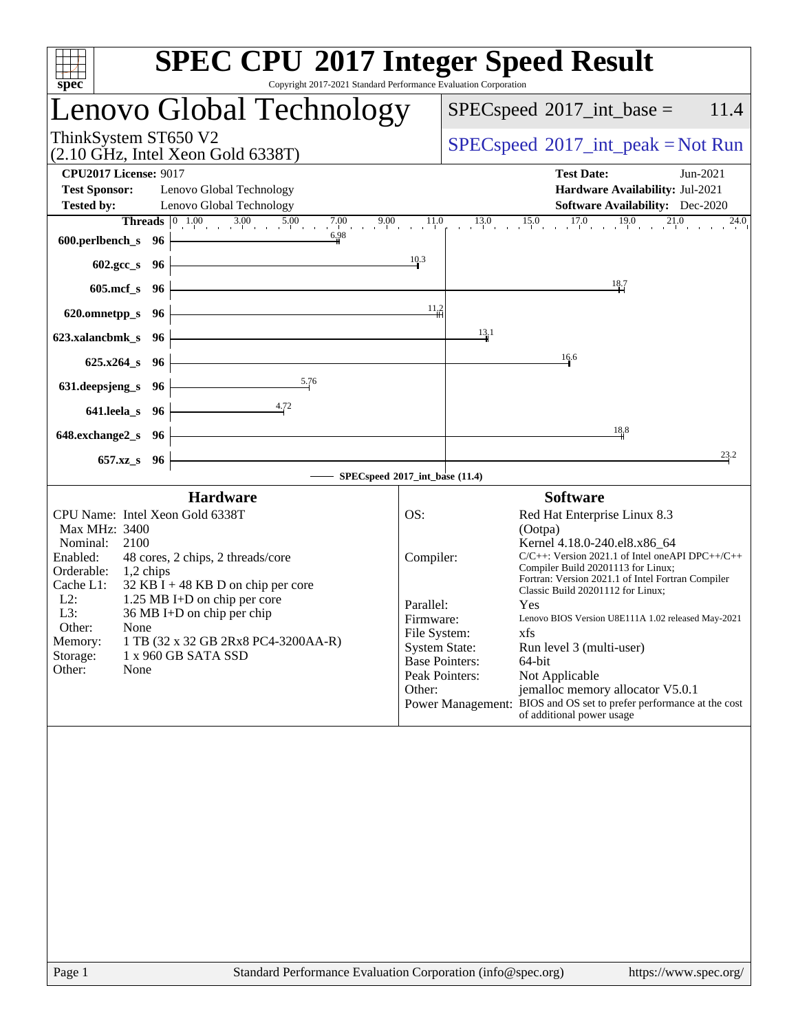# SPEC CPU 2017 Integer Speed Result

Copyright 2017-2021 Standard Performance Evaluation Corporation

## Lenovo Global Technology

ThinkSystem ST650 V2
(2.10 GHz, Intel Xeon Gold 6338T)

SPECspeed 2017_int_base = 11.4

SPECspeed 2017_int_peak = Not Run

**CPU2017 License:** 9017
**Test Sponsor:** Lenovo Global Technology
**Tested by:** Lenovo Global Technology

**Test Date:** Jun-2021
**Hardware Availability:** Jul-2021
**Software Availability:** Dec-2020

| Benchmark | Threads | Base |
|---|---|---|
| 600.perlbench_s | 96 | 6.98 |
| 602.gcc_s | 96 | 10.3 |
| 605.mcf_s | 96 | 18.7 |
| 620.omnetpp_s | 96 | 11.2 |
| 623.xalancbmk_s | 96 | 13.1 |
| 625.x264_s | 96 | 16.6 |
| 631.deepsjeng_s | 96 | 5.76 |
| 641.leela_s | 96 | 4.72 |
| 648.exchange2_s | 96 | 18.8 |
| 657.xz_s | 96 | 23.2 |

SPECspeed 2017_int_base (11.4)

### Hardware

- CPU Name: Intel Xeon Gold 6338T
- Max MHz: 3400
- Nominal: 2100
- Enabled: 48 cores, 2 chips, 2 threads/core
- Orderable: 1,2 chips
- Cache L1: 32 KB I + 48 KB D on chip per core
- L2: 1.25 MB I+D on chip per core
- L3: 36 MB I+D on chip per chip
- Other: None
- Memory: 1 TB (32 x 32 GB 2Rx8 PC4-3200AA-R)
- Storage: 1 x 960 GB SATA SSD
- Other: None

### Software

- OS: Red Hat Enterprise Linux 8.3 (Ootpa) Kernel 4.18.0-240.el8.x86_64
- Compiler: C/C++: Version 2021.1 of Intel oneAPI DPC++/C++ Compiler Build 20201113 for Linux; Fortran: Version 2021.1 of Intel Fortran Compiler Classic Build 20201112 for Linux;
- Parallel: Yes
- Firmware: Lenovo BIOS Version U8E111A 1.02 released May-2021
- File System: xfs
- System State: Run level 3 (multi-user)
- Base Pointers: 64-bit
- Peak Pointers: Not Applicable
- Other: jemalloc memory allocator V5.0.1
- Power Management: BIOS and OS set to prefer performance at the cost of additional power usage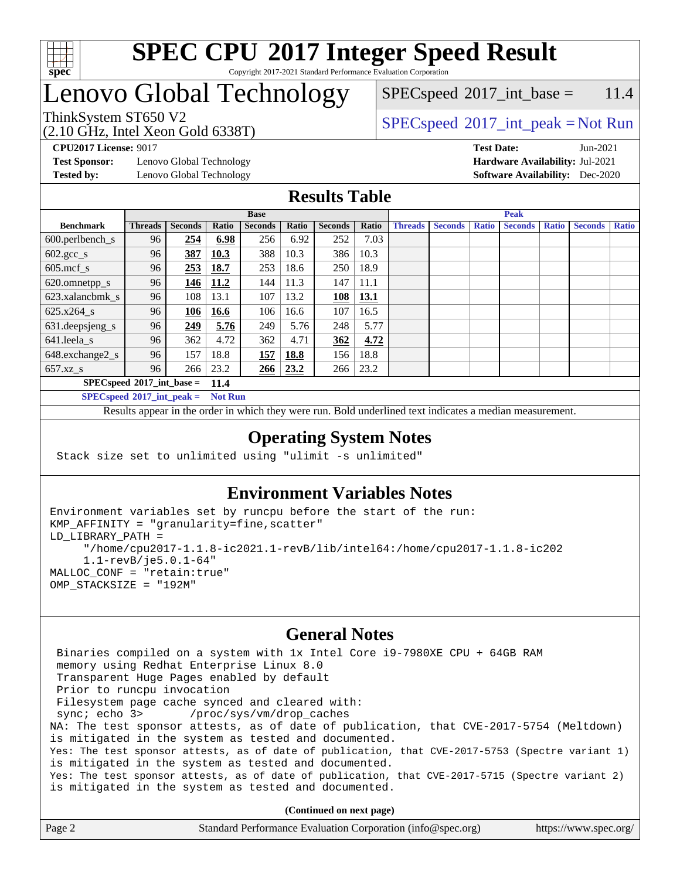# SPEC CPU 2017 Integer Speed Result

Copyright 2017-2021 Standard Performance Evaluation Corporation

# Lenovo Global Technology

ThinkSystem ST650 V2
(2.10 GHz, Intel Xeon Gold 6338T)

SPECspeed 2017_int_base = 11.4

SPECspeed 2017_int_peak = Not Run

**CPU2017 License:** 9017
**Test Sponsor:** Lenovo Global Technology
**Tested by:** Lenovo Global Technology

**Test Date:** Jun-2021
**Hardware Availability:** Jul-2021
**Software Availability:** Dec-2020

## Results Table

| | Base | | | | | | | Peak | | | | | | |
|---|---|---|---|---|---|---|---|---|---|---|---|---|---|---|
| **Benchmark** | **Threads** | **Seconds** | **Ratio** | **Seconds** | **Ratio** | **Seconds** | **Ratio** | **Threads** | **Seconds** | **Ratio** | **Seconds** | **Ratio** | **Seconds** | **Ratio** |
| 600.perlbench_s | 96 | **254** | **6.98** | 256 | 6.92 | 252 | 7.03 | | | | | | | |
| 602.gcc_s | 96 | **387** | **10.3** | 388 | 10.3 | 386 | 10.3 | | | | | | | |
| 605.mcf_s | 96 | **253** | **18.7** | 253 | 18.6 | 250 | 18.9 | | | | | | | |
| 620.omnetpp_s | 96 | **146** | **11.2** | 144 | 11.3 | 147 | 11.1 | | | | | | | |
| 623.xalancbmk_s | 96 | 108 | 13.1 | 107 | 13.2 | **108** | **13.1** | | | | | | | |
| 625.x264_s | 96 | **106** | **16.6** | 106 | 16.6 | 107 | 16.5 | | | | | | | |
| 631.deepsjeng_s | 96 | **249** | **5.76** | 249 | 5.76 | 248 | 5.77 | | | | | | | |
| 641.leela_s | 96 | 362 | 4.72 | 362 | 4.71 | **362** | **4.72** | | | | | | | |
| 648.exchange2_s | 96 | 157 | 18.8 | **157** | **18.8** | 156 | 18.8 | | | | | | | |
| 657.xz_s | 96 | 266 | 23.2 | **266** | **23.2** | 266 | 23.2 | | | | | | | |

**SPECspeed 2017_int_base = 11.4**

**SPECspeed 2017_int_peak = Not Run**

Results appear in the order in which they were run. Bold underlined text indicates a median measurement.

## Operating System Notes

```
Stack size set to unlimited using "ulimit -s unlimited"
```

## Environment Variables Notes

```
Environment variables set by runcpu before the start of the run:
KMP_AFFINITY = "granularity=fine,scatter"
LD_LIBRARY_PATH =
     "/home/cpu2017-1.1.8-ic2021.1-revB/lib/intel64:/home/cpu2017-1.1.8-ic202
     1.1-revB/je5.0.1-64"
MALLOC_CONF = "retain:true"
OMP_STACKSIZE = "192M"
```

## General Notes

```
 Binaries compiled on a system with 1x Intel Core i9-7980XE CPU + 64GB RAM
 memory using Redhat Enterprise Linux 8.0
 Transparent Huge Pages enabled by default
 Prior to runcpu invocation
 Filesystem page cache synced and cleared with:
 sync; echo 3>       /proc/sys/vm/drop_caches
NA: The test sponsor attests, as of date of publication, that CVE-2017-5754 (Meltdown)
is mitigated in the system as tested and documented.
Yes: The test sponsor attests, as of date of publication, that CVE-2017-5753 (Spectre variant 1)
is mitigated in the system as tested and documented.
Yes: The test sponsor attests, as of date of publication, that CVE-2017-5715 (Spectre variant 2)
is mitigated in the system as tested and documented.
```

**(Continued on next page)**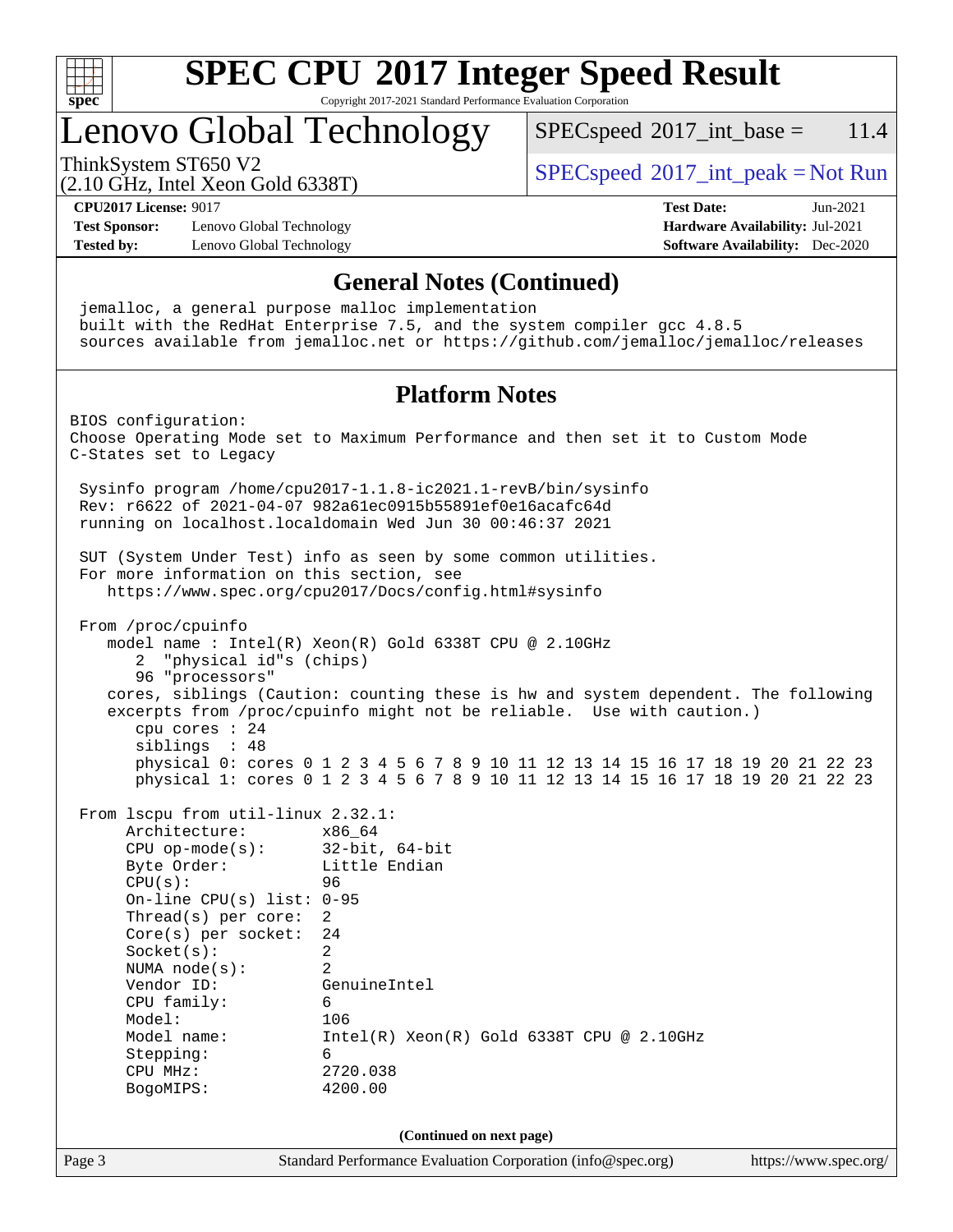# SPEC CPU 2017 Integer Speed Result

Copyright 2017-2021 Standard Performance Evaluation Corporation

## Lenovo Global Technology

ThinkSystem ST650 V2
(2.10 GHz, Intel Xeon Gold 6338T)

SPECspeed 2017_int_base = 11.4

SPECspeed 2017_int_peak = Not Run

**CPU2017 License:** 9017
**Test Sponsor:** Lenovo Global Technology
**Tested by:** Lenovo Global Technology

**Test Date:** Jun-2021
**Hardware Availability:** Jul-2021
**Software Availability:** Dec-2020

### General Notes (Continued)

```
jemalloc, a general purpose malloc implementation
built with the RedHat Enterprise 7.5, and the system compiler gcc 4.8.5
sources available from jemalloc.net or https://github.com/jemalloc/jemalloc/releases
```

### Platform Notes

```
BIOS configuration:
Choose Operating Mode set to Maximum Performance and then set it to Custom Mode
C-States set to Legacy

 Sysinfo program /home/cpu2017-1.1.8-ic2021.1-revB/bin/sysinfo
 Rev: r6622 of 2021-04-07 982a61ec0915b55891ef0e16acafc64d
 running on localhost.localdomain Wed Jun 30 00:46:37 2021

 SUT (System Under Test) info as seen by some common utilities.
 For more information on this section, see
    https://www.spec.org/cpu2017/Docs/config.html#sysinfo

 From /proc/cpuinfo
    model name : Intel(R) Xeon(R) Gold 6338T CPU @ 2.10GHz
       2  "physical id"s (chips)
       96 "processors"
    cores, siblings (Caution: counting these is hw and system dependent. The following
    excerpts from /proc/cpuinfo might not be reliable.  Use with caution.)
       cpu cores : 24
       siblings  : 48
       physical 0: cores 0 1 2 3 4 5 6 7 8 9 10 11 12 13 14 15 16 17 18 19 20 21 22 23
       physical 1: cores 0 1 2 3 4 5 6 7 8 9 10 11 12 13 14 15 16 17 18 19 20 21 22 23

 From lscpu from util-linux 2.32.1:
      Architecture:        x86_64
      CPU op-mode(s):      32-bit, 64-bit
      Byte Order:          Little Endian
      CPU(s):              96
      On-line CPU(s) list: 0-95
      Thread(s) per core:  2
      Core(s) per socket:  24
      Socket(s):           2
      NUMA node(s):        2
      Vendor ID:           GenuineIntel
      CPU family:          6
      Model:               106
      Model name:          Intel(R) Xeon(R) Gold 6338T CPU @ 2.10GHz
      Stepping:            6
      CPU MHz:             2720.038
      BogoMIPS:            4200.00
```

**(Continued on next page)**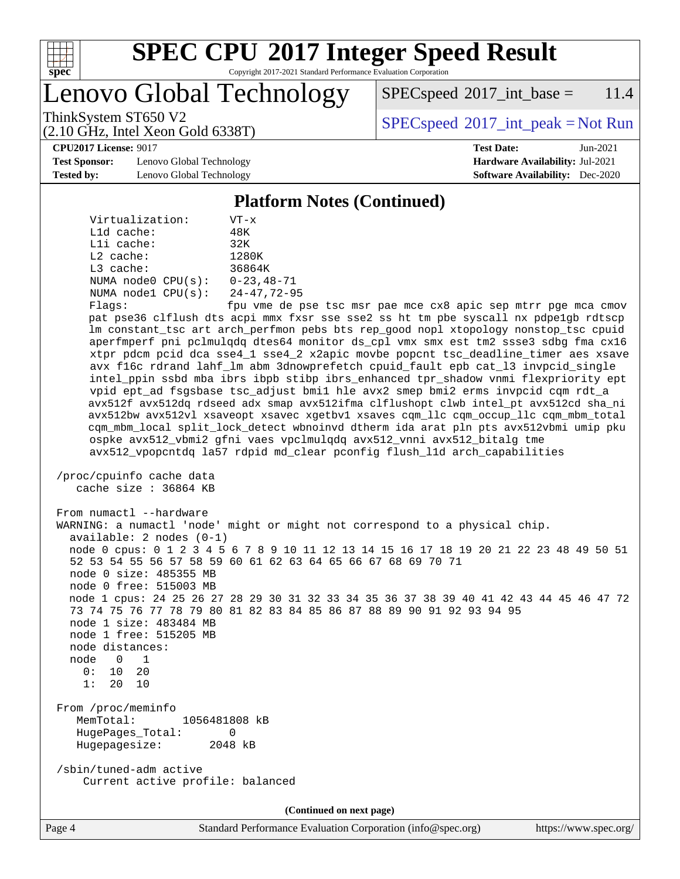# SPEC CPU 2017 Integer Speed Result

Copyright 2017-2021 Standard Performance Evaluation Corporation

## Lenovo Global Technology

ThinkSystem ST650 V2
(2.10 GHz, Intel Xeon Gold 6338T)

SPECspeed 2017_int_base = 11.4

SPECspeed 2017_int_peak = Not Run

**CPU2017 License:** 9017
**Test Sponsor:** Lenovo Global Technology
**Tested by:** Lenovo Global Technology

**Test Date:** Jun-2021
**Hardware Availability:** Jul-2021
**Software Availability:** Dec-2020

### Platform Notes (Continued)

```
     Virtualization:      VT-x
     L1d cache:           48K
     L1i cache:           32K
     L2 cache:            1280K
     L3 cache:            36864K
     NUMA node0 CPU(s):   0-23,48-71
     NUMA node1 CPU(s):   24-47,72-95
     Flags:               fpu vme de pse tsc msr pae mce cx8 apic sep mtrr pge mca cmov
     pat pse36 clflush dts acpi mmx fxsr sse sse2 ss ht tm pbe syscall nx pdpe1gb rdtscp
     lm constant_tsc art arch_perfmon pebs bts rep_good nopl xtopology nonstop_tsc cpuid
     aperfmperf pni pclmulqdq dtes64 monitor ds_cpl vmx smx est tm2 ssse3 sdbg fma cx16
     xtpr pdcm pcid dca sse4_1 sse4_2 x2apic movbe popcnt tsc_deadline_timer aes xsave
     avx f16c rdrand lahf_lm abm 3dnowprefetch cpuid_fault epb cat_l3 invpcid_single
     intel_ppin ssbd mba ibrs ibpb stibp ibrs_enhanced tpr_shadow vnmi flexpriority ept
     vpid ept_ad fsgsbase tsc_adjust bmi1 hle avx2 smep bmi2 erms invpcid cqm rdt_a
     avx512f avx512dq rdseed adx smap avx512ifma clflushopt clwb intel_pt avx512cd sha_ni
     avx512bw avx512vl xsaveopt xsavec xgetbv1 xsaves cqm_llc cqm_occup_llc cqm_mbm_total
     cqm_mbm_local split_lock_detect wbnoinvd dtherm ida arat pln pts avx512vbmi umip pku
     ospke avx512_vbmi2 gfni vaes vpclmulqdq avx512_vnni avx512_bitalg tme
     avx512_vpopcntdq la57 rdpid md_clear pconfig flush_l1d arch_capabilities

 /proc/cpuinfo cache data
    cache size : 36864 KB

 From numactl --hardware
 WARNING: a numactl 'node' might or might not correspond to a physical chip.
   available: 2 nodes (0-1)
   node 0 cpus: 0 1 2 3 4 5 6 7 8 9 10 11 12 13 14 15 16 17 18 19 20 21 22 23 48 49 50 51
   52 53 54 55 56 57 58 59 60 61 62 63 64 65 66 67 68 69 70 71
   node 0 size: 485355 MB
   node 0 free: 515003 MB
   node 1 cpus: 24 25 26 27 28 29 30 31 32 33 34 35 36 37 38 39 40 41 42 43 44 45 46 47 72
   73 74 75 76 77 78 79 80 81 82 83 84 85 86 87 88 89 90 91 92 93 94 95
   node 1 size: 483484 MB
   node 1 free: 515205 MB
   node distances:
   node   0   1
     0:  10  20
     1:  20  10

 From /proc/meminfo
    MemTotal:       1056481808 kB
    HugePages_Total:       0
    Hugepagesize:       2048 kB

 /sbin/tuned-adm active
     Current active profile: balanced
```

**(Continued on next page)**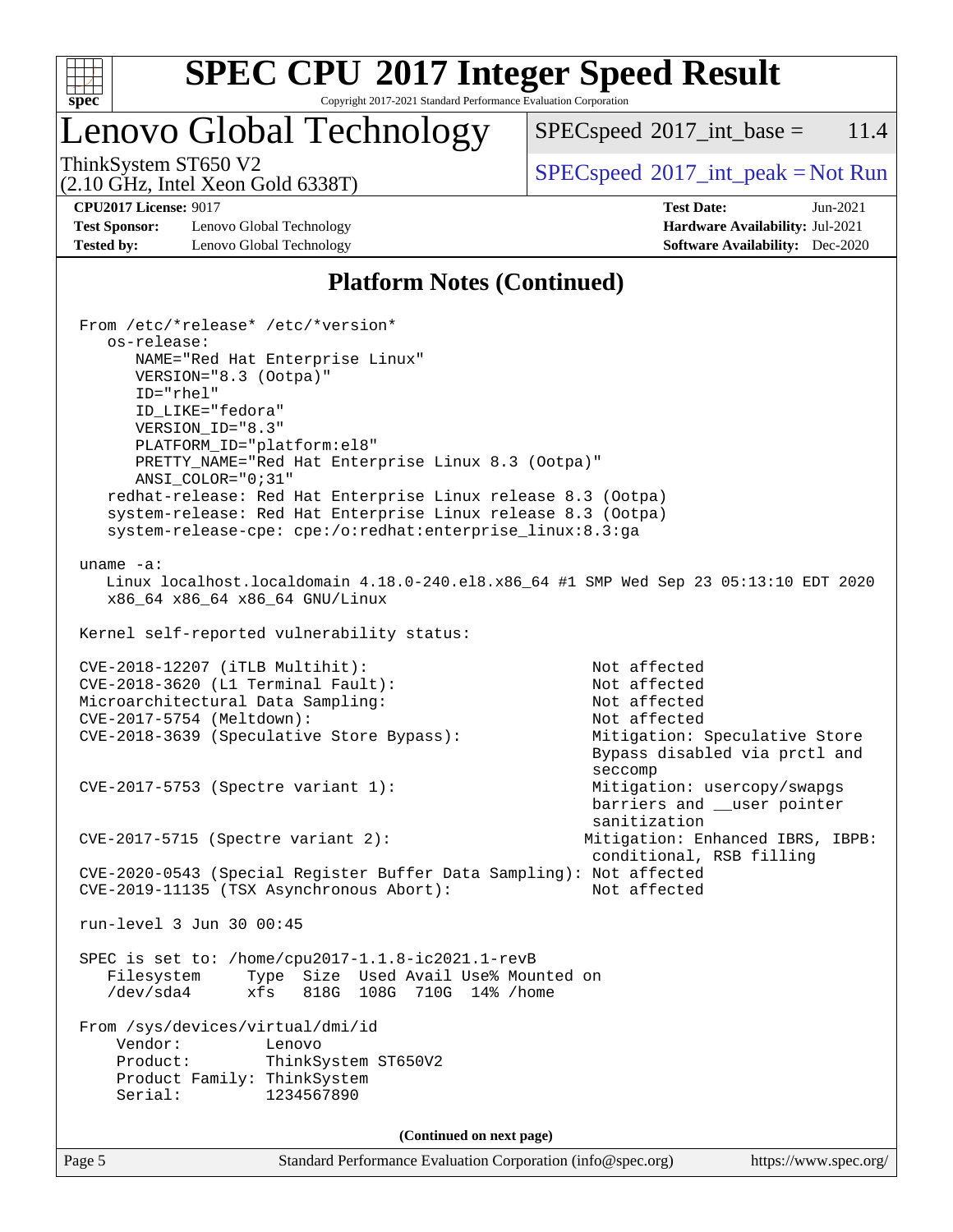## Platform Notes (Continued)

```
From /etc/*release* /etc/*version*
   os-release:
      NAME="Red Hat Enterprise Linux"
      VERSION="8.3 (Ootpa)"
      ID="rhel"
      ID_LIKE="fedora"
      VERSION_ID="8.3"
      PLATFORM_ID="platform:el8"
      PRETTY_NAME="Red Hat Enterprise Linux 8.3 (Ootpa)"
      ANSI_COLOR="0;31"
   redhat-release: Red Hat Enterprise Linux release 8.3 (Ootpa)
   system-release: Red Hat Enterprise Linux release 8.3 (Ootpa)
   system-release-cpe: cpe:/o:redhat:enterprise_linux:8.3:ga

uname -a:
   Linux localhost.localdomain 4.18.0-240.el8.x86_64 #1 SMP Wed Sep 23 05:13:10 EDT 2020
   x86_64 x86_64 x86_64 GNU/Linux

Kernel self-reported vulnerability status:

CVE-2018-12207 (iTLB Multihit):                              Not affected
CVE-2018-3620 (L1 Terminal Fault):                           Not affected
Microarchitectural Data Sampling:                            Not affected
CVE-2017-5754 (Meltdown):                                    Not affected
CVE-2018-3639 (Speculative Store Bypass):                    Mitigation: Speculative Store
                                                             Bypass disabled via prctl and
                                                             seccomp
CVE-2017-5753 (Spectre variant 1):                           Mitigation: usercopy/swapgs
                                                             barriers and __user pointer
                                                             sanitization
CVE-2017-5715 (Spectre variant 2):                          Mitigation: Enhanced IBRS, IBPB:
                                                             conditional, RSB filling
CVE-2020-0543 (Special Register Buffer Data Sampling): Not affected
CVE-2019-11135 (TSX Asynchronous Abort):                     Not affected

run-level 3 Jun 30 00:45

SPEC is set to: /home/cpu2017-1.1.8-ic2021.1-revB
   Filesystem     Type  Size  Used Avail Use% Mounted on
   /dev/sda4      xfs   818G  108G  710G  14% /home

From /sys/devices/virtual/dmi/id
    Vendor:         Lenovo
    Product:        ThinkSystem ST650V2
    Product Family: ThinkSystem
    Serial:         1234567890
```

(Continued on next page)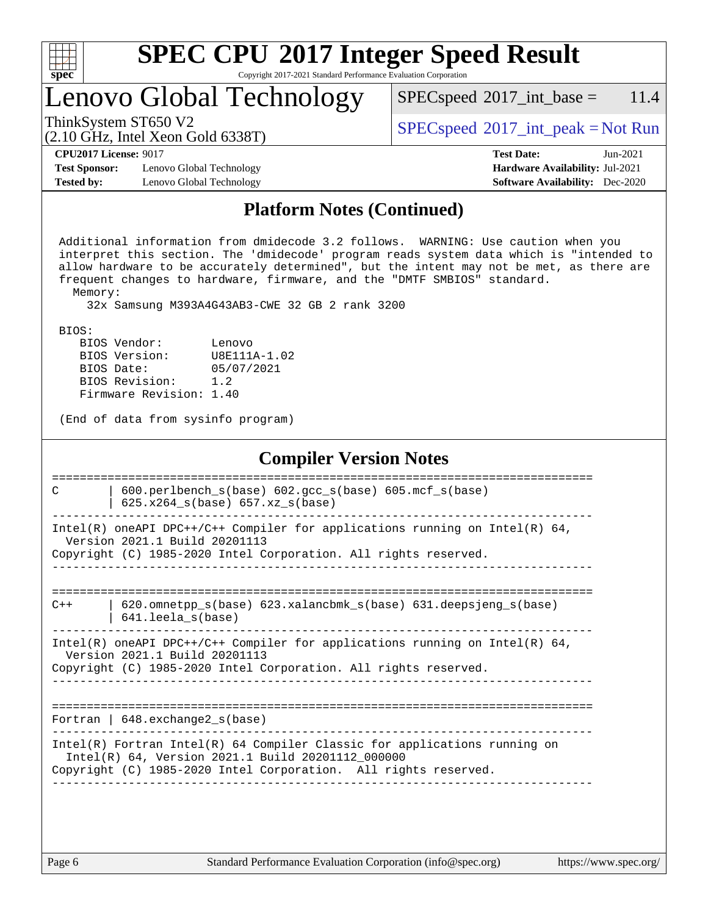# SPEC CPU 2017 Integer Speed Result

Copyright 2017-2021 Standard Performance Evaluation Corporation

## Lenovo Global Technology

ThinkSystem ST650 V2
(2.10 GHz, Intel Xeon Gold 6338T)

SPECspeed 2017_int_base = 11.4

SPECspeed 2017_int_peak = Not Run

**CPU2017 License:** 9017
**Test Sponsor:** Lenovo Global Technology
**Tested by:** Lenovo Global Technology

**Test Date:** Jun-2021
**Hardware Availability:** Jul-2021
**Software Availability:** Dec-2020

## Platform Notes (Continued)

```
 Additional information from dmidecode 3.2 follows.  WARNING: Use caution when you
 interpret this section. The 'dmidecode' program reads system data which is "intended to
 allow hardware to be accurately determined", but the intent may not be met, as there are
 frequent changes to hardware, firmware, and the "DMTF SMBIOS" standard.
   Memory:
     32x Samsung M393A4G43AB3-CWE 32 GB 2 rank 3200

 BIOS:
    BIOS Vendor:       Lenovo
    BIOS Version:      U8E111A-1.02
    BIOS Date:         05/07/2021
    BIOS Revision:     1.2
    Firmware Revision: 1.40

 (End of data from sysinfo program)
```

## Compiler Version Notes

```
==============================================================================
C       | 600.perlbench_s(base) 602.gcc_s(base) 605.mcf_s(base)
        | 625.x264_s(base) 657.xz_s(base)
------------------------------------------------------------------------------
Intel(R) oneAPI DPC++/C++ Compiler for applications running on Intel(R) 64,
  Version 2021.1 Build 20201113
Copyright (C) 1985-2020 Intel Corporation. All rights reserved.
------------------------------------------------------------------------------

==============================================================================
C++     | 620.omnetpp_s(base) 623.xalancbmk_s(base) 631.deepsjeng_s(base)
        | 641.leela_s(base)
------------------------------------------------------------------------------
Intel(R) oneAPI DPC++/C++ Compiler for applications running on Intel(R) 64,
  Version 2021.1 Build 20201113
Copyright (C) 1985-2020 Intel Corporation. All rights reserved.
------------------------------------------------------------------------------

==============================================================================
Fortran | 648.exchange2_s(base)
------------------------------------------------------------------------------
Intel(R) Fortran Intel(R) 64 Compiler Classic for applications running on
  Intel(R) 64, Version 2021.1 Build 20201112_000000
Copyright (C) 1985-2020 Intel Corporation.  All rights reserved.
------------------------------------------------------------------------------
```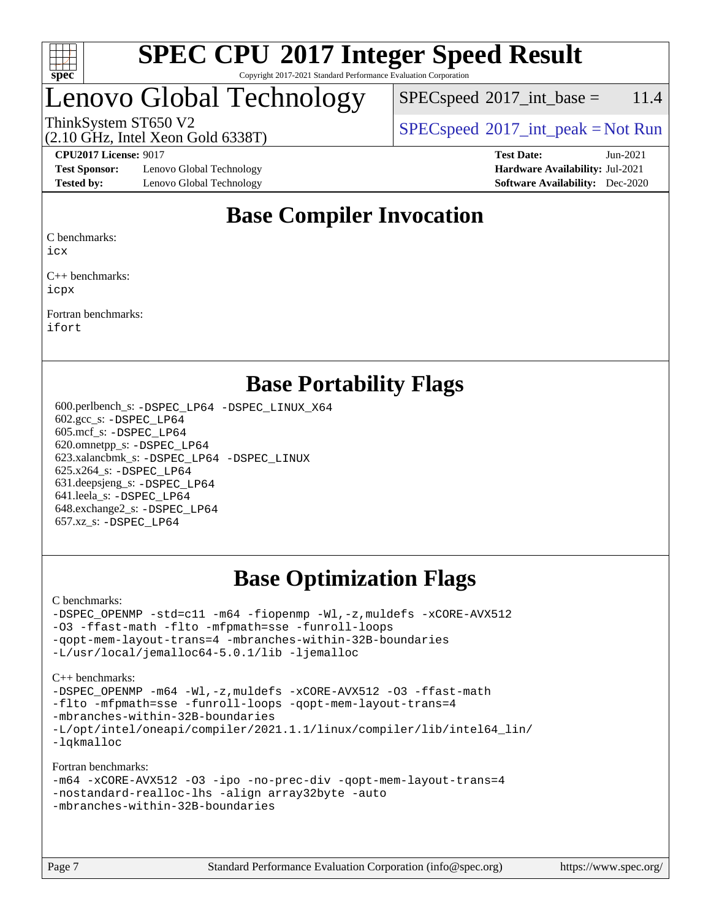# Base Compiler Invocation

C benchmarks:
icx

C++ benchmarks:
icpx

Fortran benchmarks:
ifort

# Base Portability Flags

600.perlbench_s: -DSPEC_LP64 -DSPEC_LINUX_X64
602.gcc_s: -DSPEC_LP64
605.mcf_s: -DSPEC_LP64
620.omnetpp_s: -DSPEC_LP64
623.xalancbmk_s: -DSPEC_LP64 -DSPEC_LINUX
625.x264_s: -DSPEC_LP64
631.deepsjeng_s: -DSPEC_LP64
641.leela_s: -DSPEC_LP64
648.exchange2_s: -DSPEC_LP64
657.xz_s: -DSPEC_LP64

# Base Optimization Flags

C benchmarks:
-DSPEC_OPENMP -std=c11 -m64 -fiopenmp -Wl,-z,muldefs -xCORE-AVX512 -O3 -ffast-math -flto -mfpmath=sse -funroll-loops -qopt-mem-layout-trans=4 -mbranches-within-32B-boundaries -L/usr/local/jemalloc64-5.0.1/lib -ljemalloc

C++ benchmarks:
-DSPEC_OPENMP -m64 -Wl,-z,muldefs -xCORE-AVX512 -O3 -ffast-math -flto -mfpmath=sse -funroll-loops -qopt-mem-layout-trans=4 -mbranches-within-32B-boundaries -L/opt/intel/oneapi/compiler/2021.1.1/linux/compiler/lib/intel64_lin/ -lqkmalloc

Fortran benchmarks:
-m64 -xCORE-AVX512 -O3 -ipo -no-prec-div -qopt-mem-layout-trans=4 -nostandard-realloc-lhs -align array32byte -auto -mbranches-within-32B-boundaries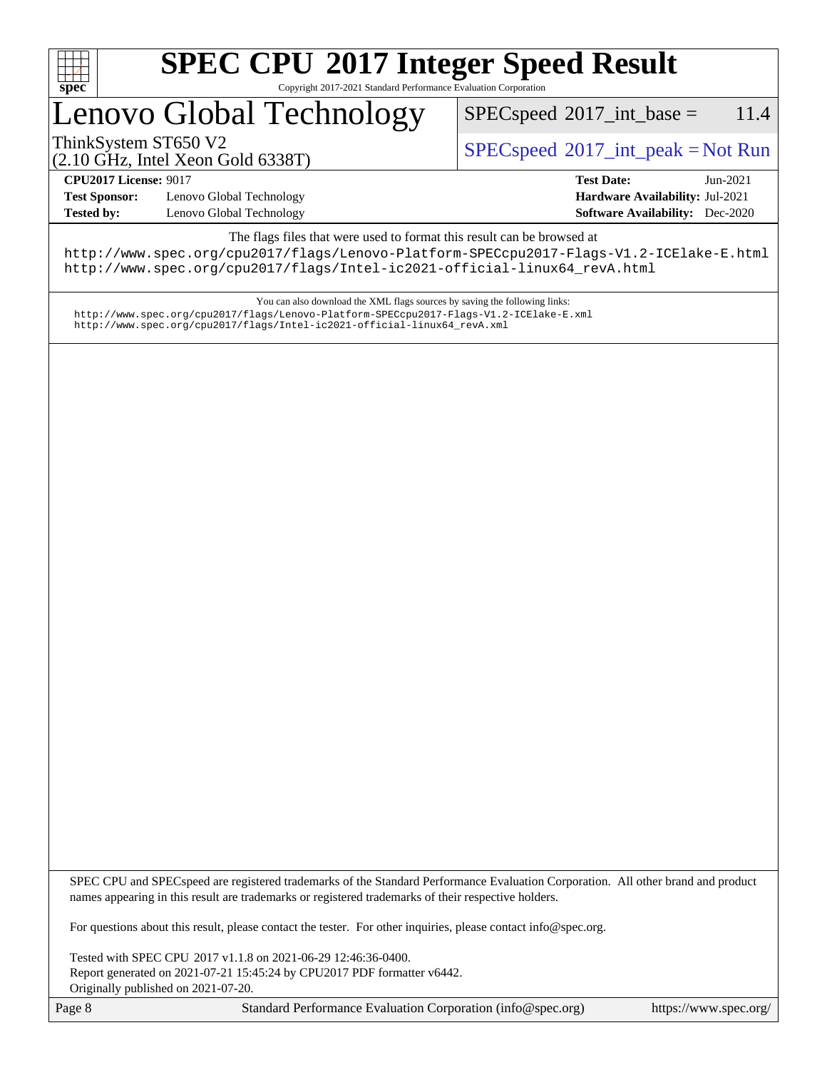The flags files that were used to format this result can be browsed at

http://www.spec.org/cpu2017/flags/Lenovo-Platform-SPECcpu2017-Flags-V1.2-ICElake-E.html
http://www.spec.org/cpu2017/flags/Intel-ic2021-official-linux64_revA.html

You can also download the XML flags sources by saving the following links:

http://www.spec.org/cpu2017/flags/Lenovo-Platform-SPECcpu2017-Flags-V1.2-ICElake-E.xml
http://www.spec.org/cpu2017/flags/Intel-ic2021-official-linux64_revA.xml

SPEC CPU and SPECspeed are registered trademarks of the Standard Performance Evaluation Corporation. All other brand and product names appearing in this result are trademarks or registered trademarks of their respective holders.

For questions about this result, please contact the tester. For other inquiries, please contact info@spec.org.

Tested with SPEC CPU 2017 v1.1.8 on 2021-06-29 12:46:36-0400.
Report generated on 2021-07-21 15:45:24 by CPU2017 PDF formatter v6442.
Originally published on 2021-07-20.